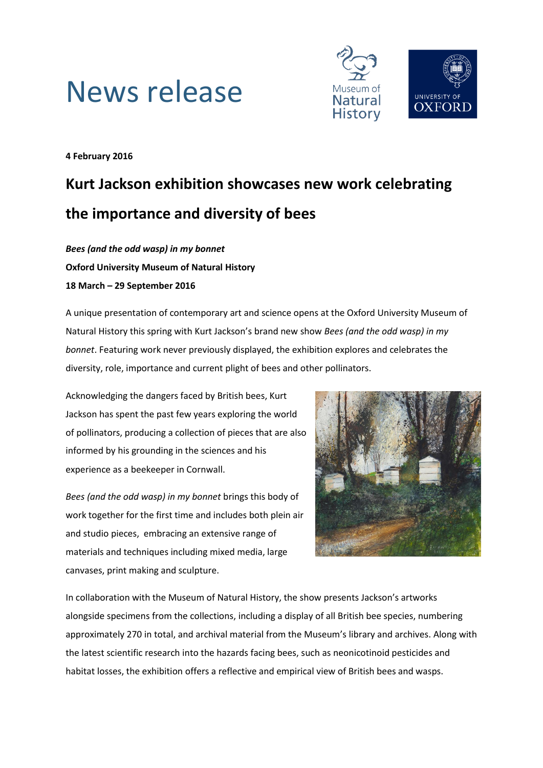# News release

**4 February 2016**

## Kurt Jackson exhibition showcases new work celebrating the importance and diversity of bees

***Bees (and the odd wasp) in my bonnet***
**Oxford University Museum of Natural History**
**18 March – 29 September 2016**

A unique presentation of contemporary art and science opens at the Oxford University Museum of Natural History this spring with Kurt Jackson's brand new show *Bees (and the odd wasp) in my bonnet*. Featuring work never previously displayed, the exhibition explores and celebrates the diversity, role, importance and current plight of bees and other pollinators.

Acknowledging the dangers faced by British bees, Kurt Jackson has spent the past few years exploring the world of pollinators, producing a collection of pieces that are also informed by his grounding in the sciences and his experience as a beekeeper in Cornwall.

*Bees (and the odd wasp) in my bonnet* brings this body of work together for the first time and includes both plein air and studio pieces, embracing an extensive range of materials and techniques including mixed media, large canvases, print making and sculpture.

In collaboration with the Museum of Natural History, the show presents Jackson's artworks alongside specimens from the collections, including a display of all British bee species, numbering approximately 270 in total, and archival material from the Museum's library and archives. Along with the latest scientific research into the hazards facing bees, such as neonicotinoid pesticides and habitat losses, the exhibition offers a reflective and empirical view of British bees and wasps.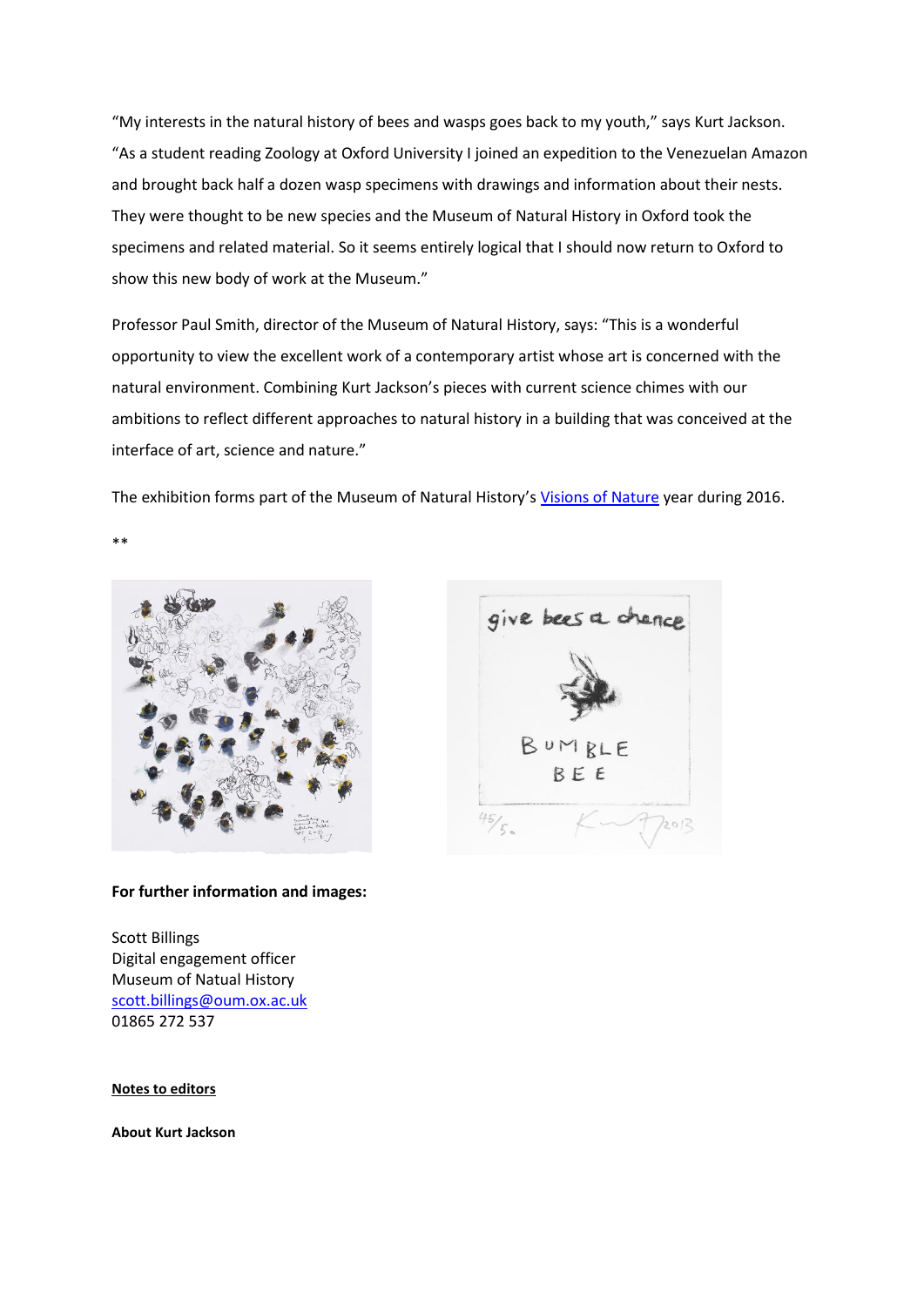“My interests in the natural history of bees and wasps goes back to my youth,” says Kurt Jackson. “As a student reading Zoology at Oxford University I joined an expedition to the Venezuelan Amazon and brought back half a dozen wasp specimens with drawings and information about their nests. They were thought to be new species and the Museum of Natural History in Oxford took the specimens and related material. So it seems entirely logical that I should now return to Oxford to show this new body of work at the Museum.”

Professor Paul Smith, director of the Museum of Natural History, says: “This is a wonderful opportunity to view the excellent work of a contemporary artist whose art is concerned with the natural environment. Combining Kurt Jackson’s pieces with current science chimes with our ambitions to reflect different approaches to natural history in a building that was conceived at the interface of art, science and nature.”

The exhibition forms part of the Museum of Natural History’s Visions of Nature year during 2016.

**

**For further information and images:**

Scott Billings
Digital engagement officer
Museum of Natual History
scott.billings@oum.ox.ac.uk
01865 272 537

**Notes to editors**

**About Kurt Jackson**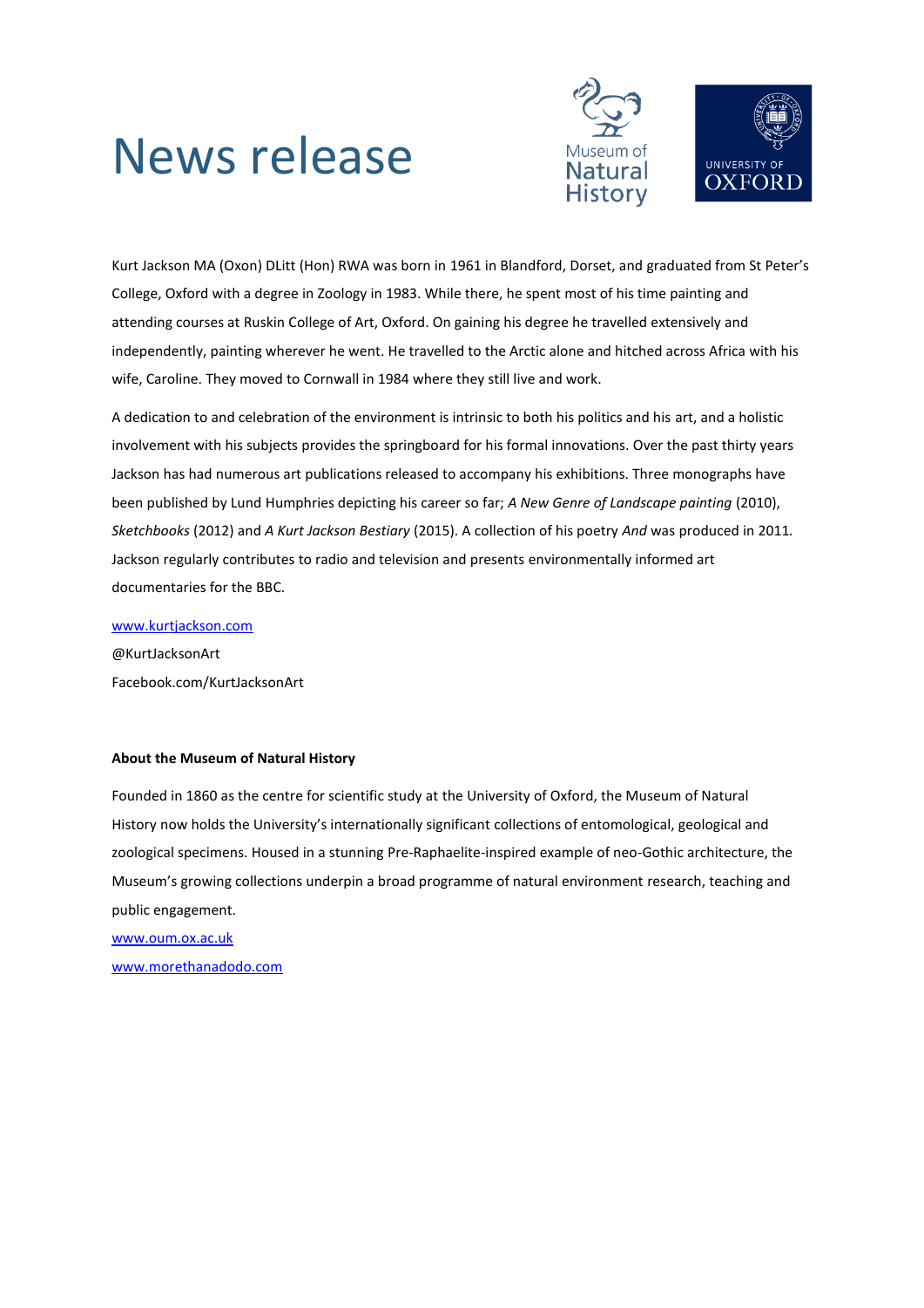# News release

Kurt Jackson MA (Oxon) DLitt (Hon) RWA was born in 1961 in Blandford, Dorset, and graduated from St Peter's College, Oxford with a degree in Zoology in 1983. While there, he spent most of his time painting and attending courses at Ruskin College of Art, Oxford. On gaining his degree he travelled extensively and independently, painting wherever he went. He travelled to the Arctic alone and hitched across Africa with his wife, Caroline. They moved to Cornwall in 1984 where they still live and work.

A dedication to and celebration of the environment is intrinsic to both his politics and his art, and a holistic involvement with his subjects provides the springboard for his formal innovations. Over the past thirty years Jackson has had numerous art publications released to accompany his exhibitions. Three monographs have been published by Lund Humphries depicting his career so far; *A New Genre of Landscape painting* (2010), *Sketchbooks* (2012) and *A Kurt Jackson Bestiary* (2015). A collection of his poetry *And* was produced in 2011. Jackson regularly contributes to radio and television and presents environmentally informed art documentaries for the BBC.

www.kurtjackson.com

@KurtJacksonArt

Facebook.com/KurtJacksonArt

**About the Museum of Natural History**

Founded in 1860 as the centre for scientific study at the University of Oxford, the Museum of Natural History now holds the University's internationally significant collections of entomological, geological and zoological specimens. Housed in a stunning Pre-Raphaelite-inspired example of neo-Gothic architecture, the Museum's growing collections underpin a broad programme of natural environment research, teaching and public engagement.

www.oum.ox.ac.uk

www.morethanadodo.com